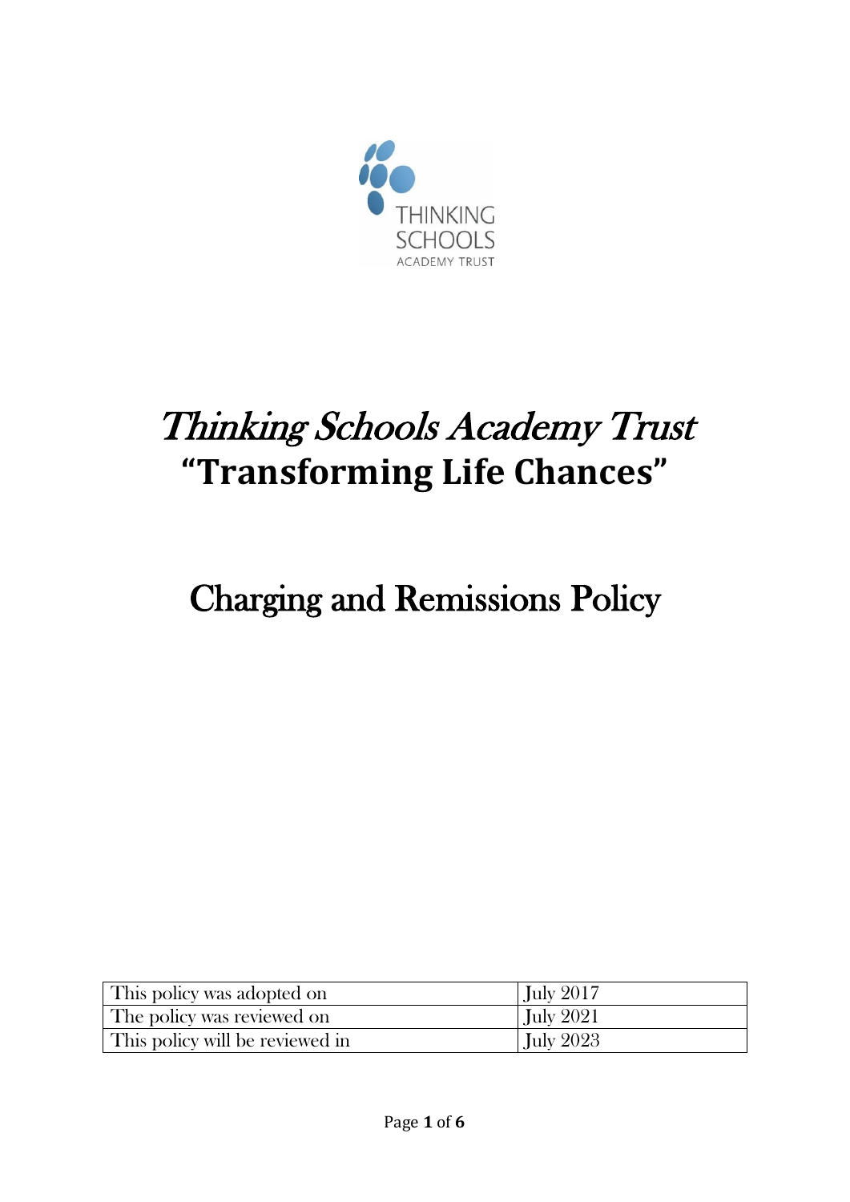# *Thinking Schools Academy Trust*

## **"Transforming Life Chances"**

# Charging and Remissions Policy

| This policy was adopted on | July 2017 |
|---|---|
| The policy was reviewed on | July 2021 |
| This policy will be reviewed in | July 2023 |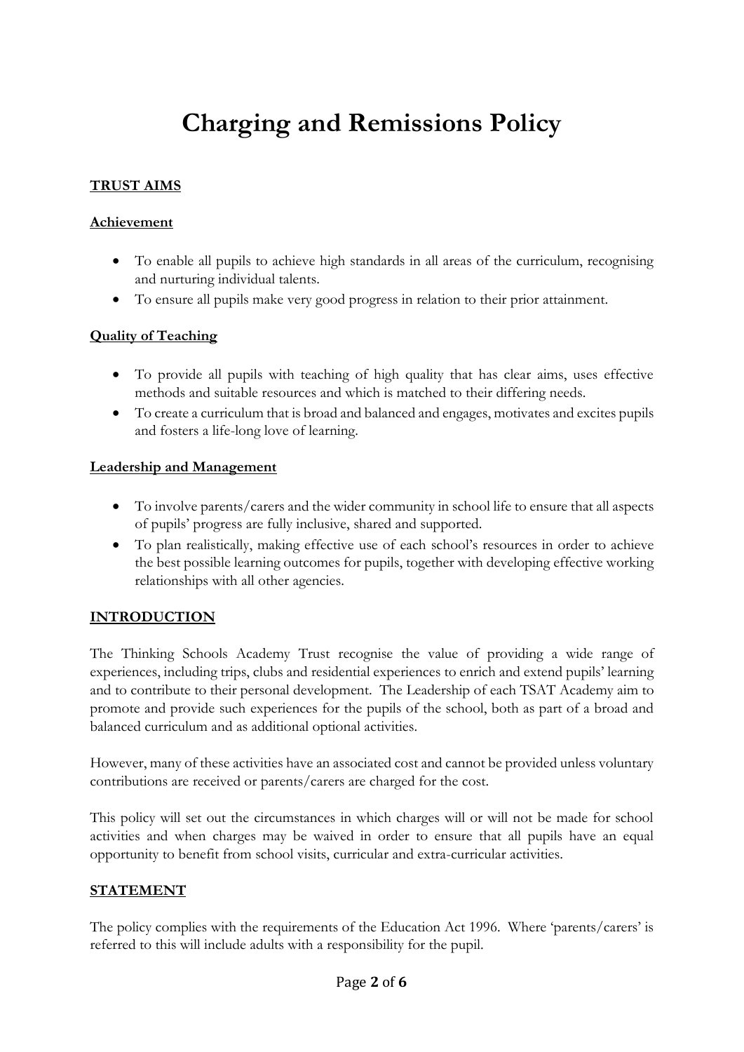# Charging and Remissions Policy

## TRUST AIMS

### Achievement

- To enable all pupils to achieve high standards in all areas of the curriculum, recognising and nurturing individual talents.
- To ensure all pupils make very good progress in relation to their prior attainment.

### Quality of Teaching

- To provide all pupils with teaching of high quality that has clear aims, uses effective methods and suitable resources and which is matched to their differing needs.
- To create a curriculum that is broad and balanced and engages, motivates and excites pupils and fosters a life-long love of learning.

### Leadership and Management

- To involve parents/carers and the wider community in school life to ensure that all aspects of pupils' progress are fully inclusive, shared and supported.
- To plan realistically, making effective use of each school's resources in order to achieve the best possible learning outcomes for pupils, together with developing effective working relationships with all other agencies.

## INTRODUCTION

The Thinking Schools Academy Trust recognise the value of providing a wide range of experiences, including trips, clubs and residential experiences to enrich and extend pupils' learning and to contribute to their personal development. The Leadership of each TSAT Academy aim to promote and provide such experiences for the pupils of the school, both as part of a broad and balanced curriculum and as additional optional activities.

However, many of these activities have an associated cost and cannot be provided unless voluntary contributions are received or parents/carers are charged for the cost.

This policy will set out the circumstances in which charges will or will not be made for school activities and when charges may be waived in order to ensure that all pupils have an equal opportunity to benefit from school visits, curricular and extra-curricular activities.

## STATEMENT

The policy complies with the requirements of the Education Act 1996. Where 'parents/carers' is referred to this will include adults with a responsibility for the pupil.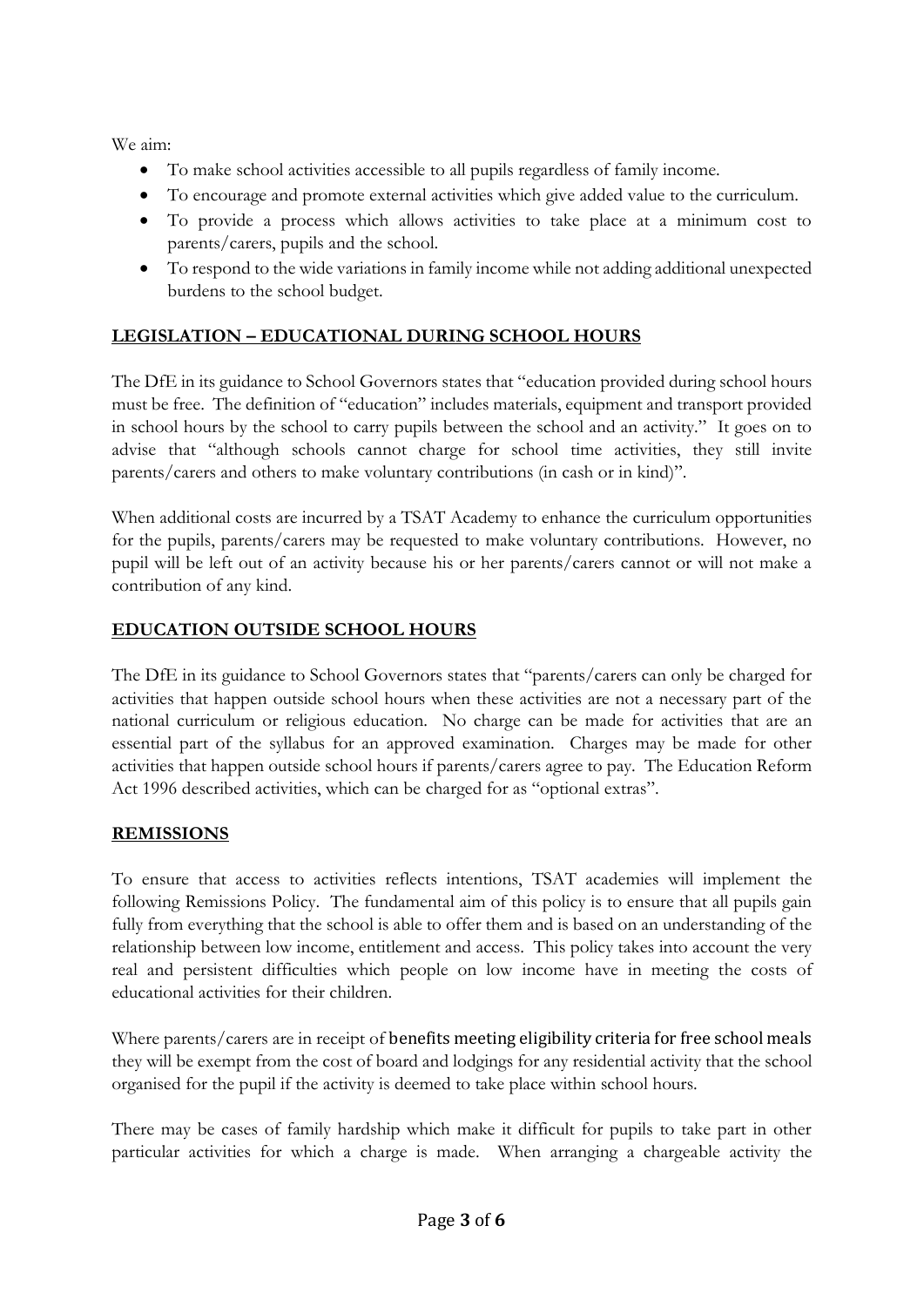We aim:

- To make school activities accessible to all pupils regardless of family income.
- To encourage and promote external activities which give added value to the curriculum.
- To provide a process which allows activities to take place at a minimum cost to parents/carers, pupils and the school.
- To respond to the wide variations in family income while not adding additional unexpected burdens to the school budget.

## LEGISLATION – EDUCATIONAL DURING SCHOOL HOURS

The DfE in its guidance to School Governors states that "education provided during school hours must be free. The definition of "education" includes materials, equipment and transport provided in school hours by the school to carry pupils between the school and an activity." It goes on to advise that "although schools cannot charge for school time activities, they still invite parents/carers and others to make voluntary contributions (in cash or in kind)".

When additional costs are incurred by a TSAT Academy to enhance the curriculum opportunities for the pupils, parents/carers may be requested to make voluntary contributions. However, no pupil will be left out of an activity because his or her parents/carers cannot or will not make a contribution of any kind.

## EDUCATION OUTSIDE SCHOOL HOURS

The DfE in its guidance to School Governors states that "parents/carers can only be charged for activities that happen outside school hours when these activities are not a necessary part of the national curriculum or religious education. No charge can be made for activities that are an essential part of the syllabus for an approved examination. Charges may be made for other activities that happen outside school hours if parents/carers agree to pay. The Education Reform Act 1996 described activities, which can be charged for as "optional extras".

## REMISSIONS

To ensure that access to activities reflects intentions, TSAT academies will implement the following Remissions Policy. The fundamental aim of this policy is to ensure that all pupils gain fully from everything that the school is able to offer them and is based on an understanding of the relationship between low income, entitlement and access. This policy takes into account the very real and persistent difficulties which people on low income have in meeting the costs of educational activities for their children.

Where parents/carers are in receipt of benefits meeting eligibility criteria for free school meals they will be exempt from the cost of board and lodgings for any residential activity that the school organised for the pupil if the activity is deemed to take place within school hours.

There may be cases of family hardship which make it difficult for pupils to take part in other particular activities for which a charge is made. When arranging a chargeable activity the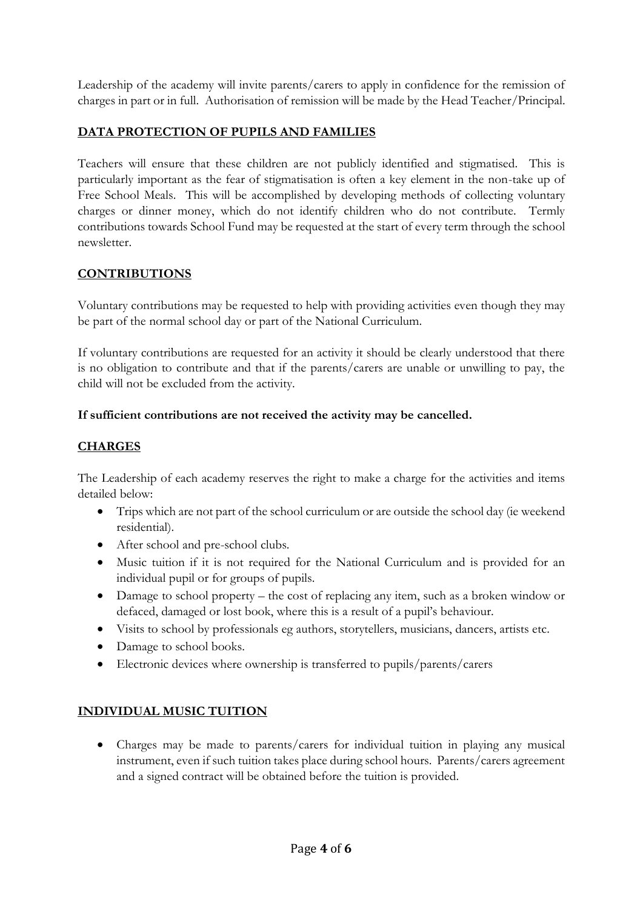Leadership of the academy will invite parents/carers to apply in confidence for the remission of charges in part or in full. Authorisation of remission will be made by the Head Teacher/Principal.

## DATA PROTECTION OF PUPILS AND FAMILIES

Teachers will ensure that these children are not publicly identified and stigmatised. This is particularly important as the fear of stigmatisation is often a key element in the non-take up of Free School Meals. This will be accomplished by developing methods of collecting voluntary charges or dinner money, which do not identify children who do not contribute. Termly contributions towards School Fund may be requested at the start of every term through the school newsletter.

## CONTRIBUTIONS

Voluntary contributions may be requested to help with providing activities even though they may be part of the normal school day or part of the National Curriculum.

If voluntary contributions are requested for an activity it should be clearly understood that there is no obligation to contribute and that if the parents/carers are unable or unwilling to pay, the child will not be excluded from the activity.

**If sufficient contributions are not received the activity may be cancelled.**

## CHARGES

The Leadership of each academy reserves the right to make a charge for the activities and items detailed below:

- Trips which are not part of the school curriculum or are outside the school day (ie weekend residential).
- After school and pre-school clubs.
- Music tuition if it is not required for the National Curriculum and is provided for an individual pupil or for groups of pupils.
- Damage to school property – the cost of replacing any item, such as a broken window or defaced, damaged or lost book, where this is a result of a pupil's behaviour.
- Visits to school by professionals eg authors, storytellers, musicians, dancers, artists etc.
- Damage to school books.
- Electronic devices where ownership is transferred to pupils/parents/carers

## INDIVIDUAL MUSIC TUITION

- Charges may be made to parents/carers for individual tuition in playing any musical instrument, even if such tuition takes place during school hours. Parents/carers agreement and a signed contract will be obtained before the tuition is provided.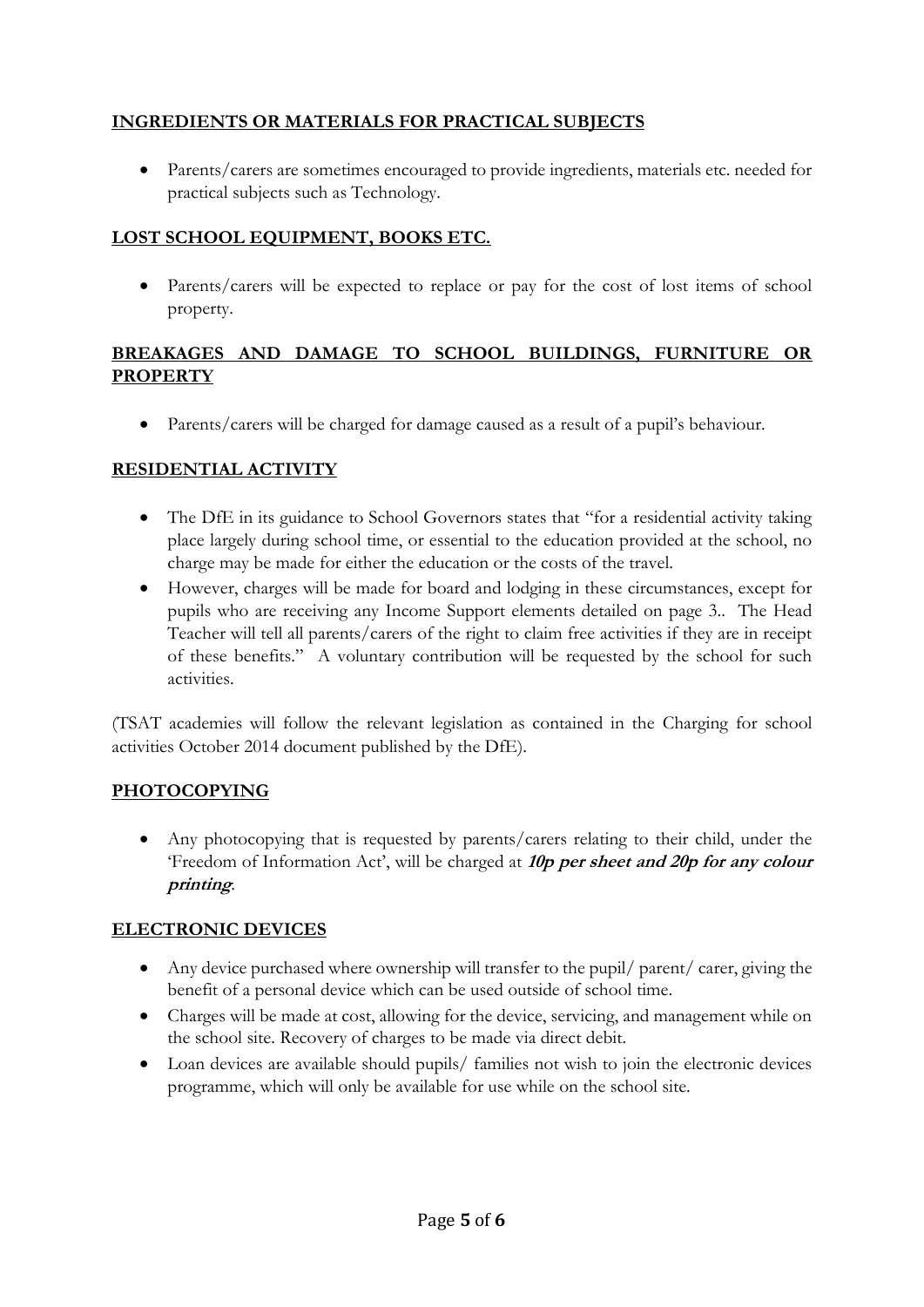## INGREDIENTS OR MATERIALS FOR PRACTICAL SUBJECTS

- Parents/carers are sometimes encouraged to provide ingredients, materials etc. needed for practical subjects such as Technology.

## LOST SCHOOL EQUIPMENT, BOOKS ETC.

- Parents/carers will be expected to replace or pay for the cost of lost items of school property.

## BREAKAGES AND DAMAGE TO SCHOOL BUILDINGS, FURNITURE OR PROPERTY

- Parents/carers will be charged for damage caused as a result of a pupil's behaviour.

## RESIDENTIAL ACTIVITY

- The DfE in its guidance to School Governors states that "for a residential activity taking place largely during school time, or essential to the education provided at the school, no charge may be made for either the education or the costs of the travel.
- However, charges will be made for board and lodging in these circumstances, except for pupils who are receiving any Income Support elements detailed on page 3.. The Head Teacher will tell all parents/carers of the right to claim free activities if they are in receipt of these benefits." A voluntary contribution will be requested by the school for such activities.

(TSAT academies will follow the relevant legislation as contained in the Charging for school activities October 2014 document published by the DfE).

## PHOTOCOPYING

- Any photocopying that is requested by parents/carers relating to their child, under the 'Freedom of Information Act', will be charged at ***10p per sheet and 20p for any colour printing***.

## ELECTRONIC DEVICES

- Any device purchased where ownership will transfer to the pupil/ parent/ carer, giving the benefit of a personal device which can be used outside of school time.
- Charges will be made at cost, allowing for the device, servicing, and management while on the school site. Recovery of charges to be made via direct debit.
- Loan devices are available should pupils/ families not wish to join the electronic devices programme, which will only be available for use while on the school site.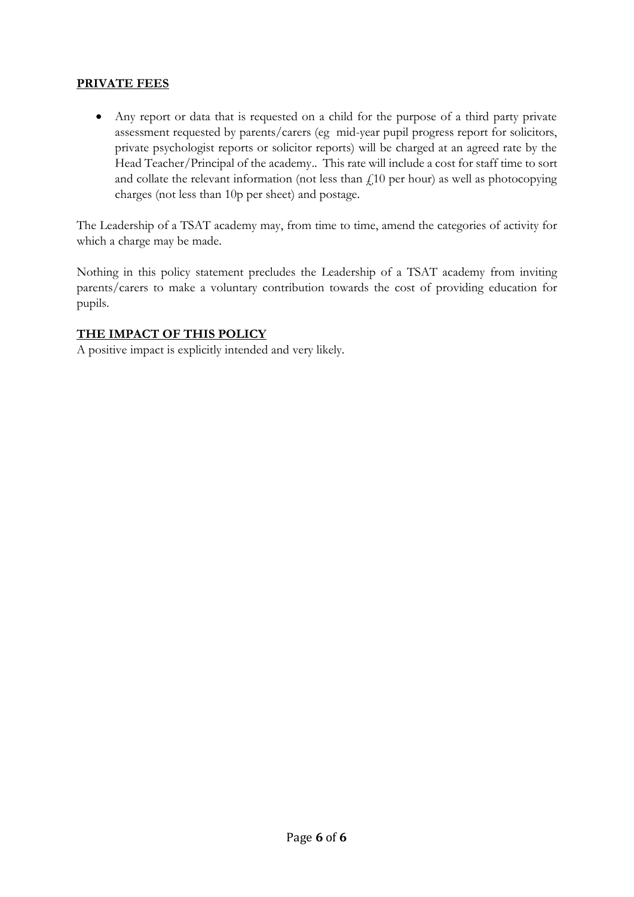## PRIVATE FEES

- Any report or data that is requested on a child for the purpose of a third party private assessment requested by parents/carers (eg mid-year pupil progress report for solicitors, private psychologist reports or solicitor reports) will be charged at an agreed rate by the Head Teacher/Principal of the academy.. This rate will include a cost for staff time to sort and collate the relevant information (not less than £10 per hour) as well as photocopying charges (not less than 10p per sheet) and postage.

The Leadership of a TSAT academy may, from time to time, amend the categories of activity for which a charge may be made.

Nothing in this policy statement precludes the Leadership of a TSAT academy from inviting parents/carers to make a voluntary contribution towards the cost of providing education for pupils.

## THE IMPACT OF THIS POLICY

A positive impact is explicitly intended and very likely.